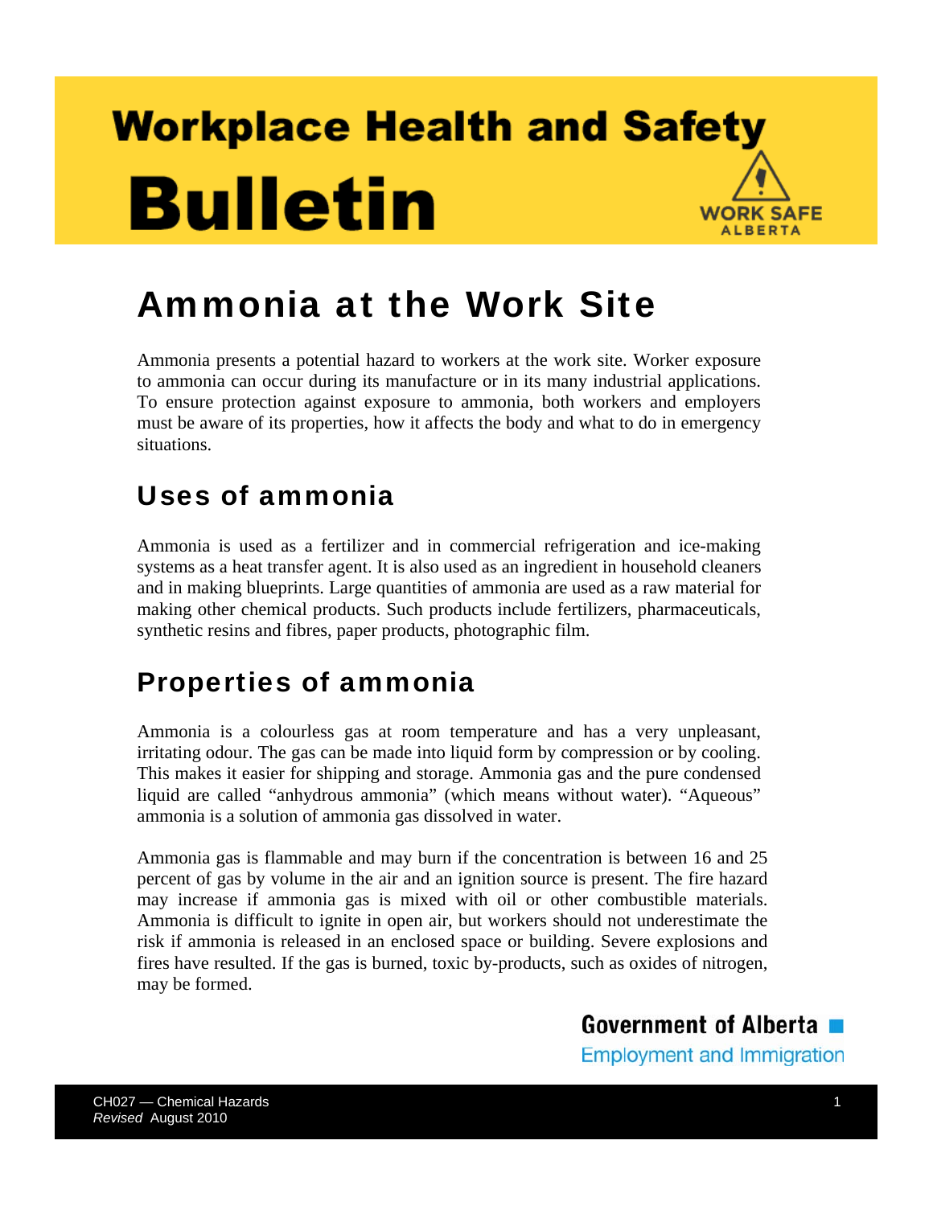# Workplace Health and Safety Bulletin

WORK SAFE ALBERTA

# Ammonia at the Work Site

Ammonia presents a potential hazard to workers at the work site. Worker exposure to ammonia can occur during its manufacture or in its many industrial applications. To ensure protection against exposure to ammonia, both workers and employers must be aware of its properties, how it affects the body and what to do in emergency situations.

## Uses of ammonia

Ammonia is used as a fertilizer and in commercial refrigeration and ice-making systems as a heat transfer agent. It is also used as an ingredient in household cleaners and in making blueprints. Large quantities of ammonia are used as a raw material for making other chemical products. Such products include fertilizers, pharmaceuticals, synthetic resins and fibres, paper products, photographic film.

## Properties of ammonia

Ammonia is a colourless gas at room temperature and has a very unpleasant, irritating odour. The gas can be made into liquid form by compression or by cooling. This makes it easier for shipping and storage. Ammonia gas and the pure condensed liquid are called "anhydrous ammonia" (which means without water). "Aqueous" ammonia is a solution of ammonia gas dissolved in water.

Ammonia gas is flammable and may burn if the concentration is between 16 and 25 percent of gas by volume in the air and an ignition source is present. The fire hazard may increase if ammonia gas is mixed with oil or other combustible materials. Ammonia is difficult to ignite in open air, but workers should not underestimate the risk if ammonia is released in an enclosed space or building. Severe explosions and fires have resulted. If the gas is burned, toxic by-products, such as oxides of nitrogen, may be formed.

Government of Alberta
Employment and Immigration

CH027 — Chemical Hazards
*Revised* August 2010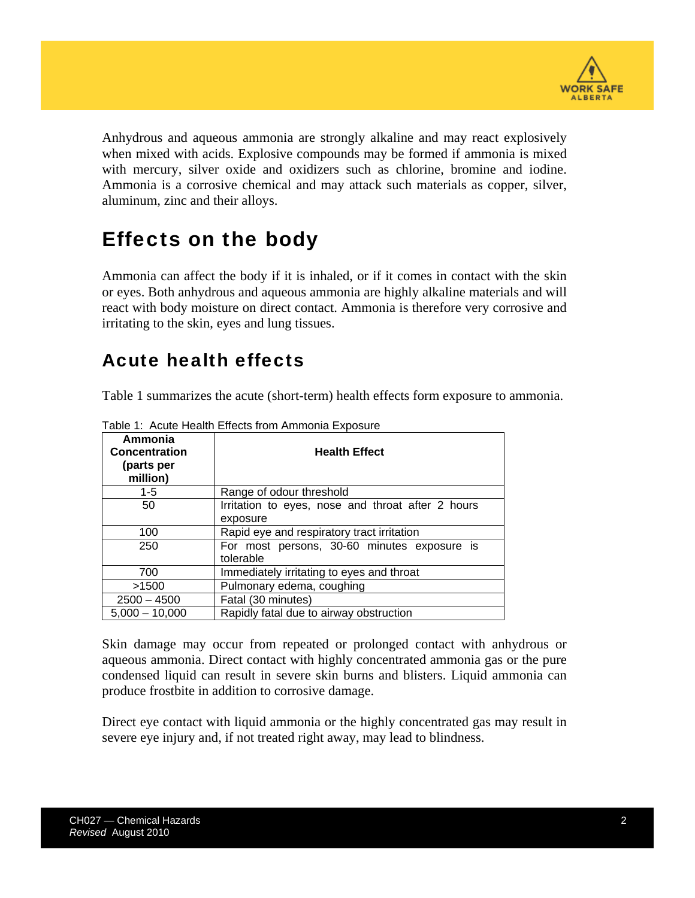Anhydrous and aqueous ammonia are strongly alkaline and may react explosively when mixed with acids. Explosive compounds may be formed if ammonia is mixed with mercury, silver oxide and oxidizers such as chlorine, bromine and iodine. Ammonia is a corrosive chemical and may attack such materials as copper, silver, aluminum, zinc and their alloys.

# Effects on the body

Ammonia can affect the body if it is inhaled, or if it comes in contact with the skin or eyes. Both anhydrous and aqueous ammonia are highly alkaline materials and will react with body moisture on direct contact. Ammonia is therefore very corrosive and irritating to the skin, eyes and lung tissues.

## Acute health effects

Table 1 summarizes the acute (short-term) health effects form exposure to ammonia.

Table 1: Acute Health Effects from Ammonia Exposure

| Ammonia Concentration (parts per million) | Health Effect |
|---|---|
| 1-5 | Range of odour threshold |
| 50 | Irritation to eyes, nose and throat after 2 hours exposure |
| 100 | Rapid eye and respiratory tract irritation |
| 250 | For most persons, 30-60 minutes exposure is tolerable |
| 700 | Immediately irritating to eyes and throat |
| >1500 | Pulmonary edema, coughing |
| 2500 – 4500 | Fatal (30 minutes) |
| 5,000 – 10,000 | Rapidly fatal due to airway obstruction |

Skin damage may occur from repeated or prolonged contact with anhydrous or aqueous ammonia. Direct contact with highly concentrated ammonia gas or the pure condensed liquid can result in severe skin burns and blisters. Liquid ammonia can produce frostbite in addition to corrosive damage.

Direct eye contact with liquid ammonia or the highly concentrated gas may result in severe eye injury and, if not treated right away, may lead to blindness.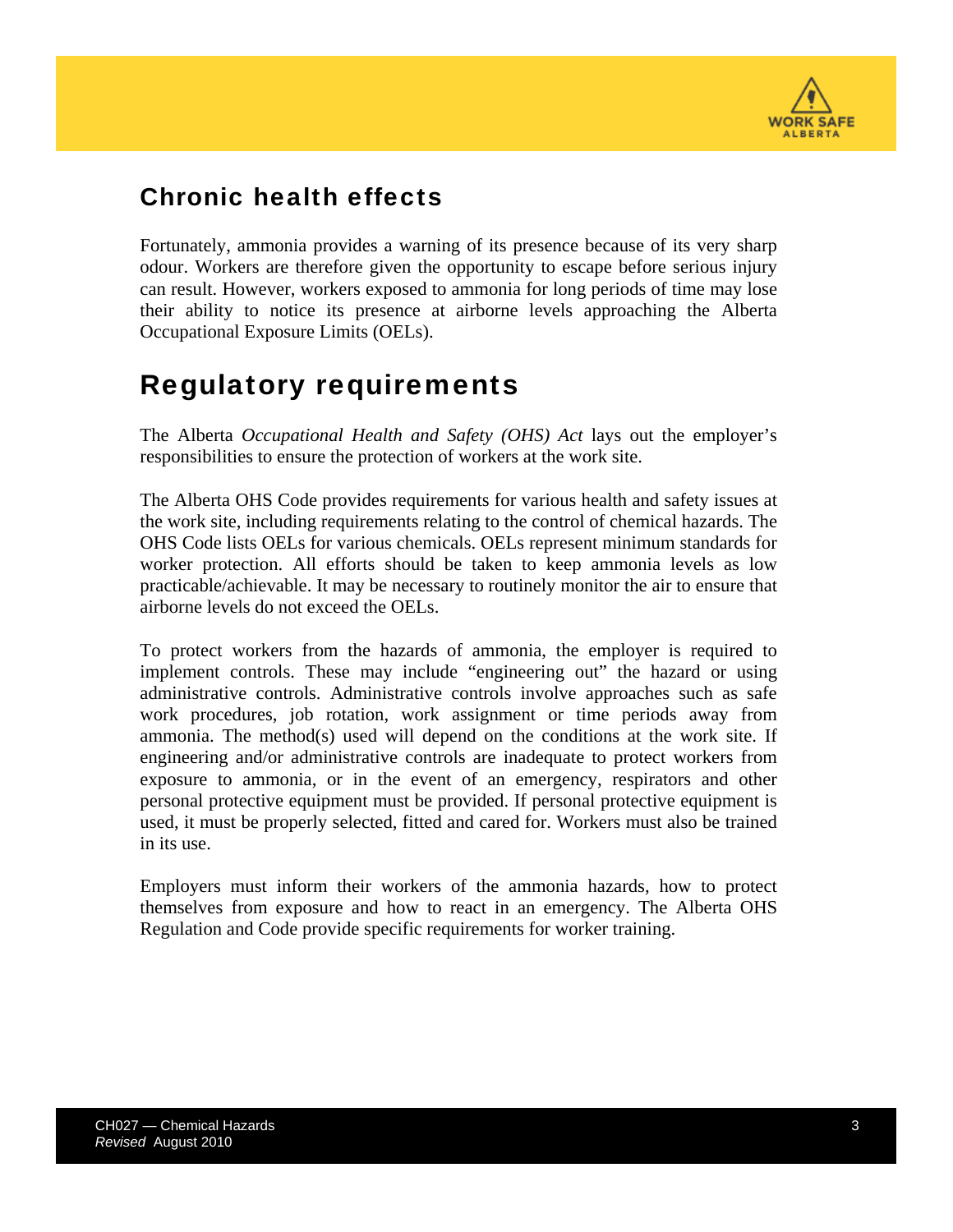## Chronic health effects

Fortunately, ammonia provides a warning of its presence because of its very sharp odour. Workers are therefore given the opportunity to escape before serious injury can result. However, workers exposed to ammonia for long periods of time may lose their ability to notice its presence at airborne levels approaching the Alberta Occupational Exposure Limits (OELs).

# Regulatory requirements

The Alberta *Occupational Health and Safety (OHS) Act* lays out the employer's responsibilities to ensure the protection of workers at the work site.

The Alberta OHS Code provides requirements for various health and safety issues at the work site, including requirements relating to the control of chemical hazards. The OHS Code lists OELs for various chemicals. OELs represent minimum standards for worker protection. All efforts should be taken to keep ammonia levels as low practicable/achievable. It may be necessary to routinely monitor the air to ensure that airborne levels do not exceed the OELs.

To protect workers from the hazards of ammonia, the employer is required to implement controls. These may include "engineering out" the hazard or using administrative controls. Administrative controls involve approaches such as safe work procedures, job rotation, work assignment or time periods away from ammonia. The method(s) used will depend on the conditions at the work site. If engineering and/or administrative controls are inadequate to protect workers from exposure to ammonia, or in the event of an emergency, respirators and other personal protective equipment must be provided. If personal protective equipment is used, it must be properly selected, fitted and cared for. Workers must also be trained in its use.

Employers must inform their workers of the ammonia hazards, how to protect themselves from exposure and how to react in an emergency. The Alberta OHS Regulation and Code provide specific requirements for worker training.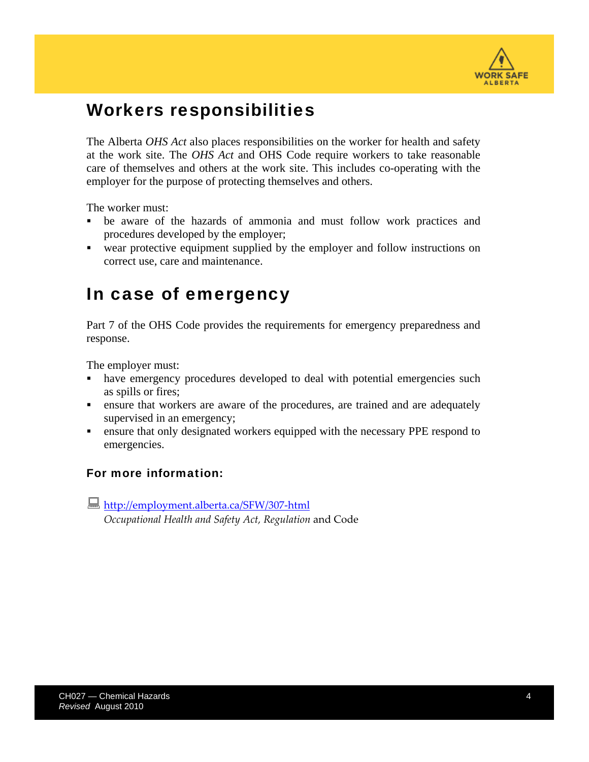## Workers responsibilities

The Alberta *OHS Act* also places responsibilities on the worker for health and safety at the work site. The *OHS Act* and OHS Code require workers to take reasonable care of themselves and others at the work site. This includes co-operating with the employer for the purpose of protecting themselves and others.

The worker must:

- be aware of the hazards of ammonia and must follow work practices and procedures developed by the employer;
- wear protective equipment supplied by the employer and follow instructions on correct use, care and maintenance.

## In case of emergency

Part 7 of the OHS Code provides the requirements for emergency preparedness and response.

The employer must:

- have emergency procedures developed to deal with potential emergencies such as spills or fires;
- ensure that workers are aware of the procedures, are trained and are adequately supervised in an emergency;
- ensure that only designated workers equipped with the necessary PPE respond to emergencies.

### For more information:

http://employment.alberta.ca/SFW/307-html
*Occupational Health and Safety Act, Regulation* and Code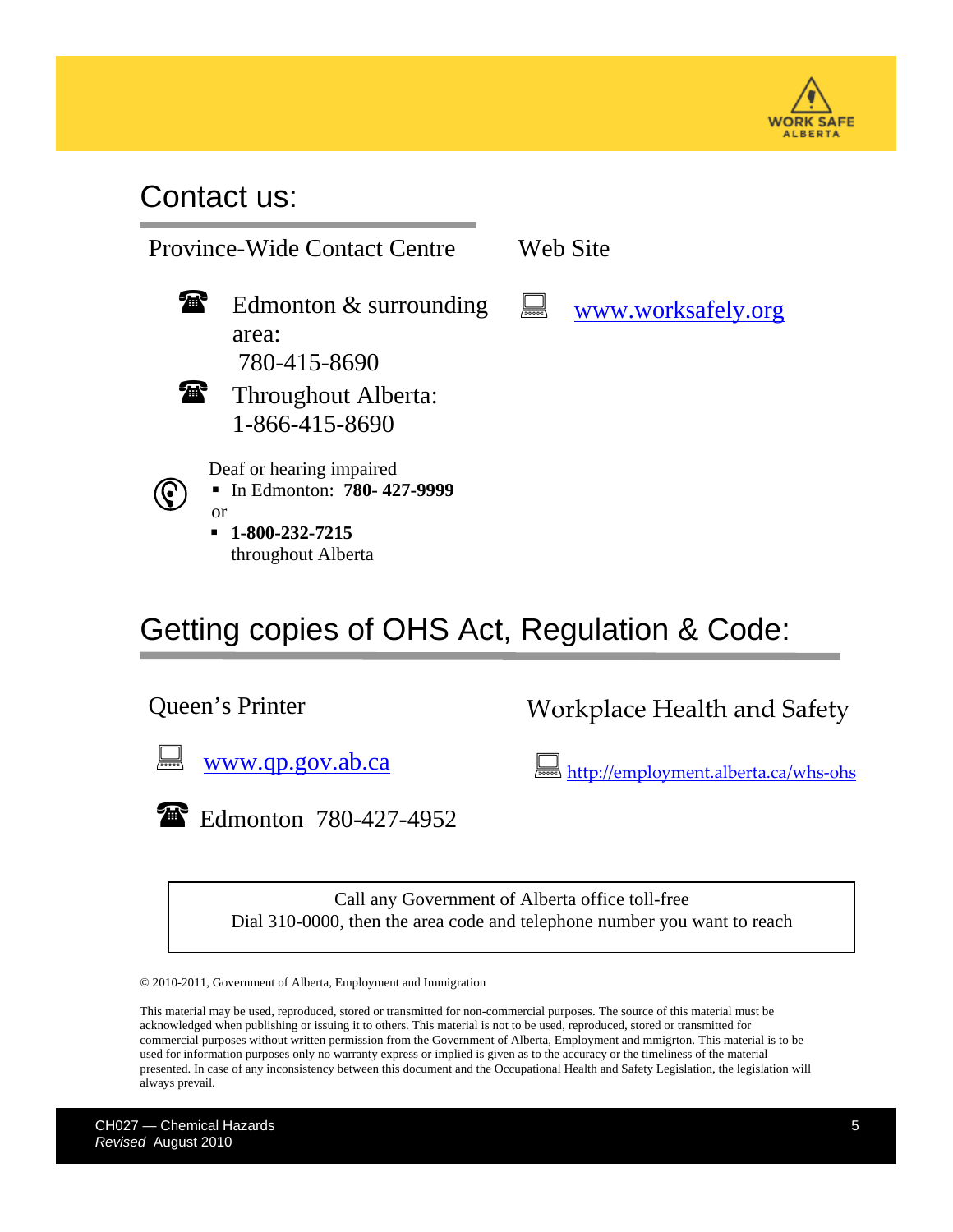## Contact us:

**Province-Wide Contact Centre**

Edmonton & surrounding area:
780-415-8690

Throughout Alberta:
1-866-415-8690

Deaf or hearing impaired
- In Edmonton: **780- 427-9999**

or
- **1-800-232-7215** throughout Alberta

**Web Site**

www.worksafely.org

## Getting copies of OHS Act, Regulation & Code:

**Queen's Printer**

www.qp.gov.ab.ca

Edmonton 780-427-4952

**Workplace Health and Safety**

http://employment.alberta.ca/whs-ohs

Call any Government of Alberta office toll-free
Dial 310-0000, then the area code and telephone number you want to reach

© 2010-2011, Government of Alberta, Employment and Immigration

This material may be used, reproduced, stored or transmitted for non-commercial purposes. The source of this material must be acknowledged when publishing or issuing it to others. This material is not to be used, reproduced, stored or transmitted for commercial purposes without written permission from the Government of Alberta, Employment and mmigrton. This material is to be used for information purposes only no warranty express or implied is given as to the accuracy or the timeliness of the material presented. In case of any inconsistency between this document and the Occupational Health and Safety Legislation, the legislation will always prevail.

CH027 — Chemical Hazards
*Revised* August 2010